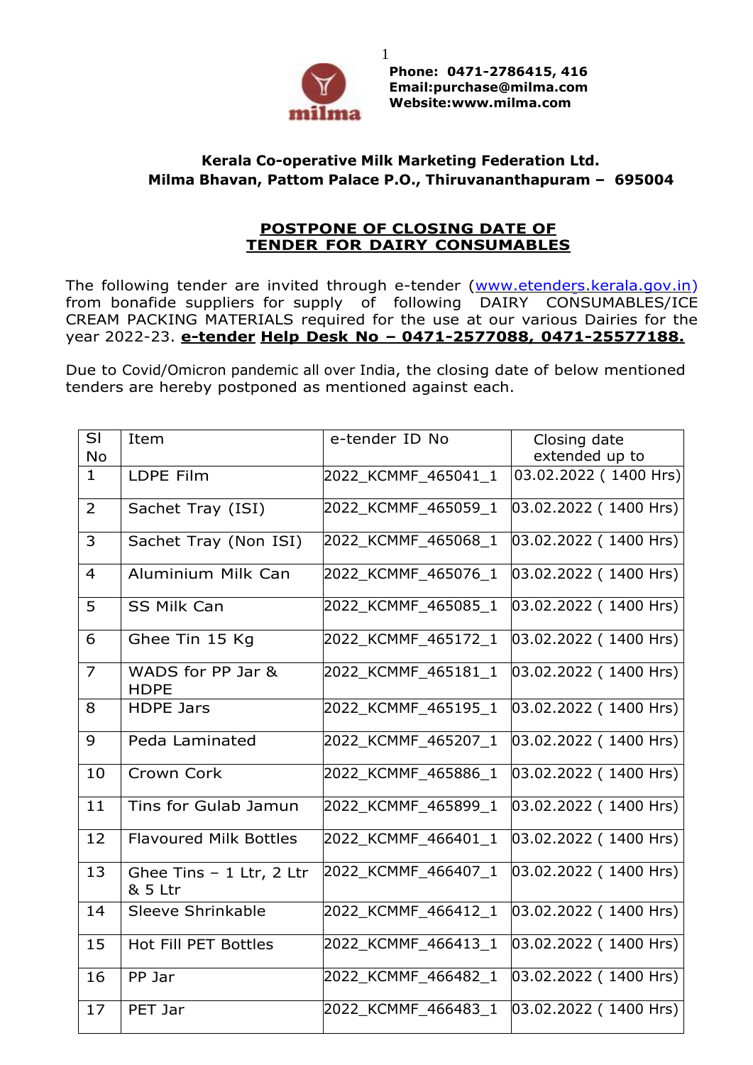Phone: 0471-2786415, 416
Email:purchase@milma.com
Website:www.milma.com

**Kerala Co-operative Milk Marketing Federation Ltd.**
**Milma Bhavan, Pattom Palace P.O., Thiruvananthapuram – 695004**

## POSTPONE OF CLOSING DATE OF TENDER FOR DAIRY CONSUMABLES

The following tender are invited through e-tender (www.etenders.kerala.gov.in) from bonafide suppliers for supply of following DAIRY CONSUMABLES/ICE CREAM PACKING MATERIALS required for the use at our various Dairies for the year 2022-23. **e-tender Help Desk No – 0471-2577088, 0471-25577188.**

Due to Covid/Omicron pandemic all over India, the closing date of below mentioned tenders are hereby postponed as mentioned against each.

| Sl No | Item | e-tender ID No | Closing date extended up to |
|---|---|---|---|
| 1 | LDPE Film | 2022_KCMMF_465041_1 | 03.02.2022 ( 1400 Hrs) |
| 2 | Sachet Tray (ISI) | 2022_KCMMF_465059_1 | 03.02.2022 ( 1400 Hrs) |
| 3 | Sachet Tray (Non ISI) | 2022_KCMMF_465068_1 | 03.02.2022 ( 1400 Hrs) |
| 4 | Aluminium Milk Can | 2022_KCMMF_465076_1 | 03.02.2022 ( 1400 Hrs) |
| 5 | SS Milk Can | 2022_KCMMF_465085_1 | 03.02.2022 ( 1400 Hrs) |
| 6 | Ghee Tin 15 Kg | 2022_KCMMF_465172_1 | 03.02.2022 ( 1400 Hrs) |
| 7 | WADS for PP Jar & HDPE | 2022_KCMMF_465181_1 | 03.02.2022 ( 1400 Hrs) |
| 8 | HDPE Jars | 2022_KCMMF_465195_1 | 03.02.2022 ( 1400 Hrs) |
| 9 | Peda Laminated | 2022_KCMMF_465207_1 | 03.02.2022 ( 1400 Hrs) |
| 10 | Crown Cork | 2022_KCMMF_465886_1 | 03.02.2022 ( 1400 Hrs) |
| 11 | Tins for Gulab Jamun | 2022_KCMMF_465899_1 | 03.02.2022 ( 1400 Hrs) |
| 12 | Flavoured Milk Bottles | 2022_KCMMF_466401_1 | 03.02.2022 ( 1400 Hrs) |
| 13 | Ghee Tins – 1 Ltr, 2 Ltr & 5 Ltr | 2022_KCMMF_466407_1 | 03.02.2022 ( 1400 Hrs) |
| 14 | Sleeve Shrinkable | 2022_KCMMF_466412_1 | 03.02.2022 ( 1400 Hrs) |
| 15 | Hot Fill PET Bottles | 2022_KCMMF_466413_1 | 03.02.2022 ( 1400 Hrs) |
| 16 | PP Jar | 2022_KCMMF_466482_1 | 03.02.2022 ( 1400 Hrs) |
| 17 | PET Jar | 2022_KCMMF_466483_1 | 03.02.2022 ( 1400 Hrs) |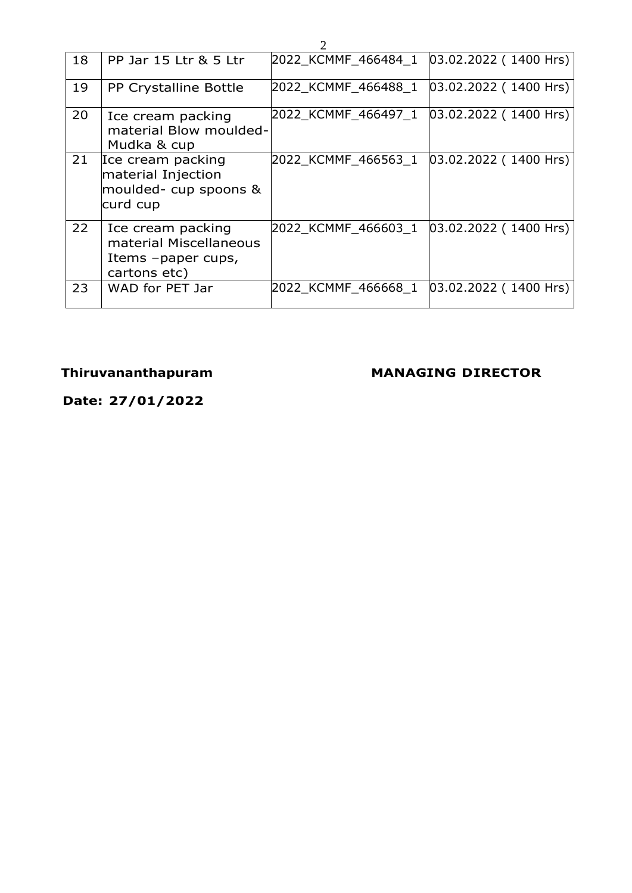| | | | |
|---|---|---|---|
| 18 | PP Jar 15 Ltr & 5 Ltr | 2022_KCMMF_466484_1 | 03.02.2022 ( 1400 Hrs) |
| 19 | PP Crystalline Bottle | 2022_KCMMF_466488_1 | 03.02.2022 ( 1400 Hrs) |
| 20 | Ice cream packing material Blow moulded-Mudka & cup | 2022_KCMMF_466497_1 | 03.02.2022 ( 1400 Hrs) |
| 21 | Ice cream packing material Injection moulded- cup spoons & curd cup | 2022_KCMMF_466563_1 | 03.02.2022 ( 1400 Hrs) |
| 22 | Ice cream packing material Miscellaneous Items –paper cups, cartons etc) | 2022_KCMMF_466603_1 | 03.02.2022 ( 1400 Hrs) |
| 23 | WAD for PET Jar | 2022_KCMMF_466668_1 | 03.02.2022 ( 1400 Hrs) |

**Thiruvananthapuram** **MANAGING DIRECTOR**

**Date: 27/01/2022**